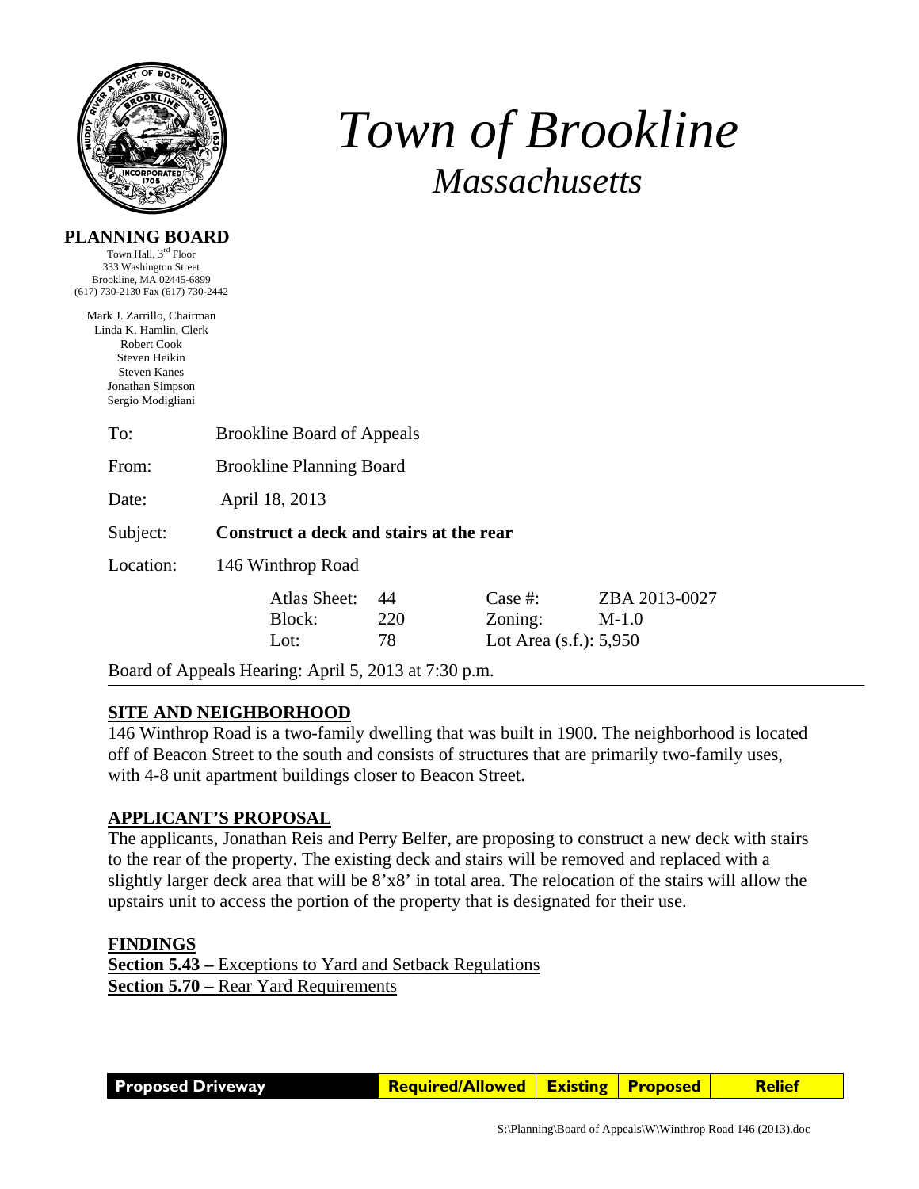# Town of Brookline

## Massachusetts

**PLANNING BOARD**

Town Hall, 3rd Floor
333 Washington Street
Brookline, MA 02445-6899
(617) 730-2130 Fax (617) 730-2442

Mark J. Zarrillo, Chairman
Linda K. Hamlin, Clerk
Robert Cook
Steven Heikin
Steven Kanes
Jonathan Simpson
Sergio Modigliani

To: Brookline Board of Appeals

From: Brookline Planning Board

Date: April 18, 2013

Subject: **Construct a deck and stairs at the rear**

Location: 146 Winthrop Road

| | | | |
|---|---|---|---|
| Atlas Sheet: | 44 | Case #: | ZBA 2013-0027 |
| Block: | 220 | Zoning: | M-1.0 |
| Lot: | 78 | Lot Area (s.f.): | 5,950 |

Board of Appeals Hearing: April 5, 2013 at 7:30 p.m.

---

### SITE AND NEIGHBORHOOD

146 Winthrop Road is a two-family dwelling that was built in 1900. The neighborhood is located off of Beacon Street to the south and consists of structures that are primarily two-family uses, with 4-8 unit apartment buildings closer to Beacon Street.

### APPLICANT'S PROPOSAL

The applicants, Jonathan Reis and Perry Belfer, are proposing to construct a new deck with stairs to the rear of the property. The existing deck and stairs will be removed and replaced with a slightly larger deck area that will be 8'x8' in total area. The relocation of the stairs will allow the upstairs unit to access the portion of the property that is designated for their use.

### FINDINGS

**Section 5.43 –** Exceptions to Yard and Setback Regulations
**Section 5.70 –** Rear Yard Requirements

| Proposed Driveway | Required/Allowed | Existing | Proposed | Relief |
|---|---|---|---|---|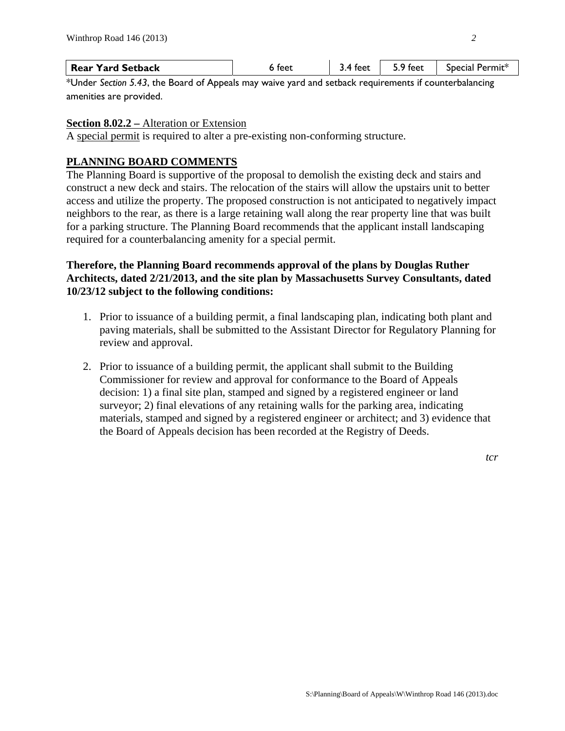| Rear Yard Setback | 6 feet | 3.4 feet | 5.9 feet | Special Permit* |
|---|---|---|---|---|

*Under *Section 5.43*, the Board of Appeals may waive yard and setback requirements if counterbalancing amenities are provided.

**Section 8.02.2 –** Alteration or Extension
A special permit is required to alter a pre-existing non-conforming structure.

**PLANNING BOARD COMMENTS**

The Planning Board is supportive of the proposal to demolish the existing deck and stairs and construct a new deck and stairs. The relocation of the stairs will allow the upstairs unit to better access and utilize the property. The proposed construction is not anticipated to negatively impact neighbors to the rear, as there is a large retaining wall along the rear property line that was built for a parking structure. The Planning Board recommends that the applicant install landscaping required for a counterbalancing amenity for a special permit.

**Therefore, the Planning Board recommends approval of the plans by Douglas Ruther Architects, dated 2/21/2013, and the site plan by Massachusetts Survey Consultants, dated 10/23/12 subject to the following conditions:**

1. Prior to issuance of a building permit, a final landscaping plan, indicating both plant and paving materials, shall be submitted to the Assistant Director for Regulatory Planning for review and approval.

2. Prior to issuance of a building permit, the applicant shall submit to the Building Commissioner for review and approval for conformance to the Board of Appeals decision: 1) a final site plan, stamped and signed by a registered engineer or land surveyor; 2) final elevations of any retaining walls for the parking area, indicating materials, stamped and signed by a registered engineer or architect; and 3) evidence that the Board of Appeals decision has been recorded at the Registry of Deeds.

*tcr*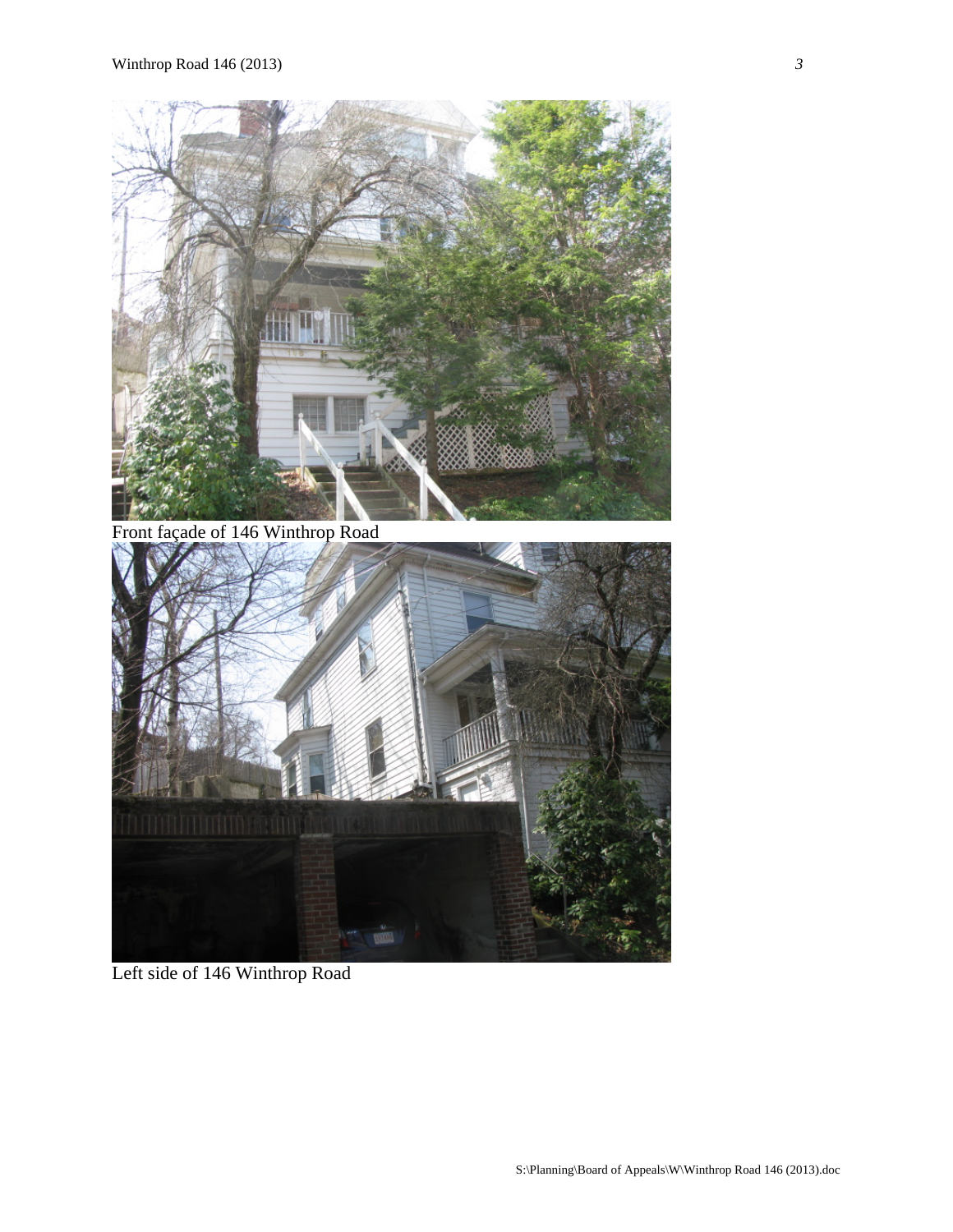Front façade of 146 Winthrop Road

Left side of 146 Winthrop Road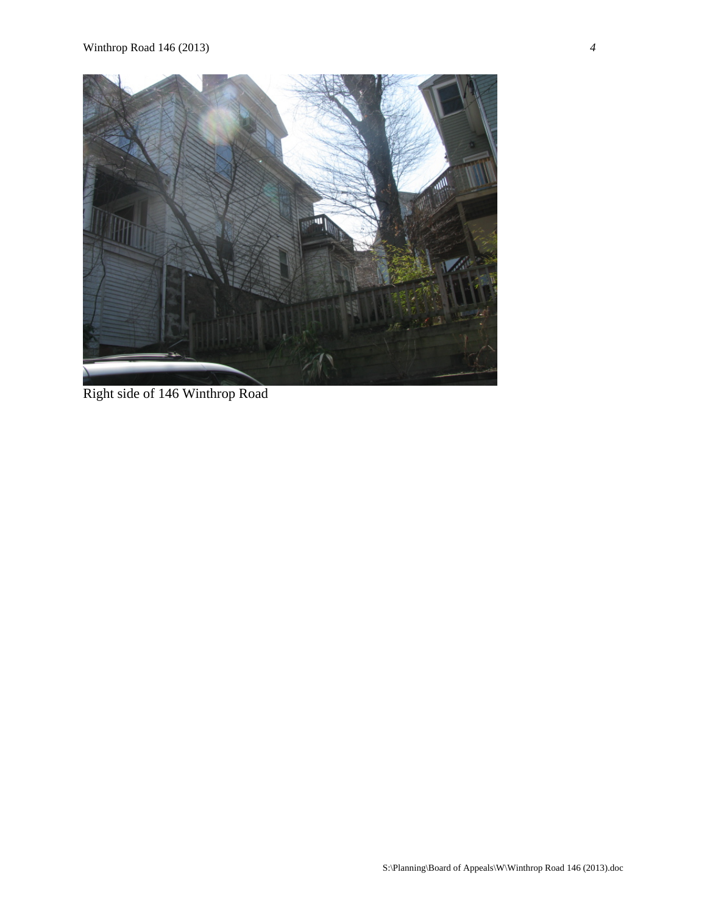Right side of 146 Winthrop Road